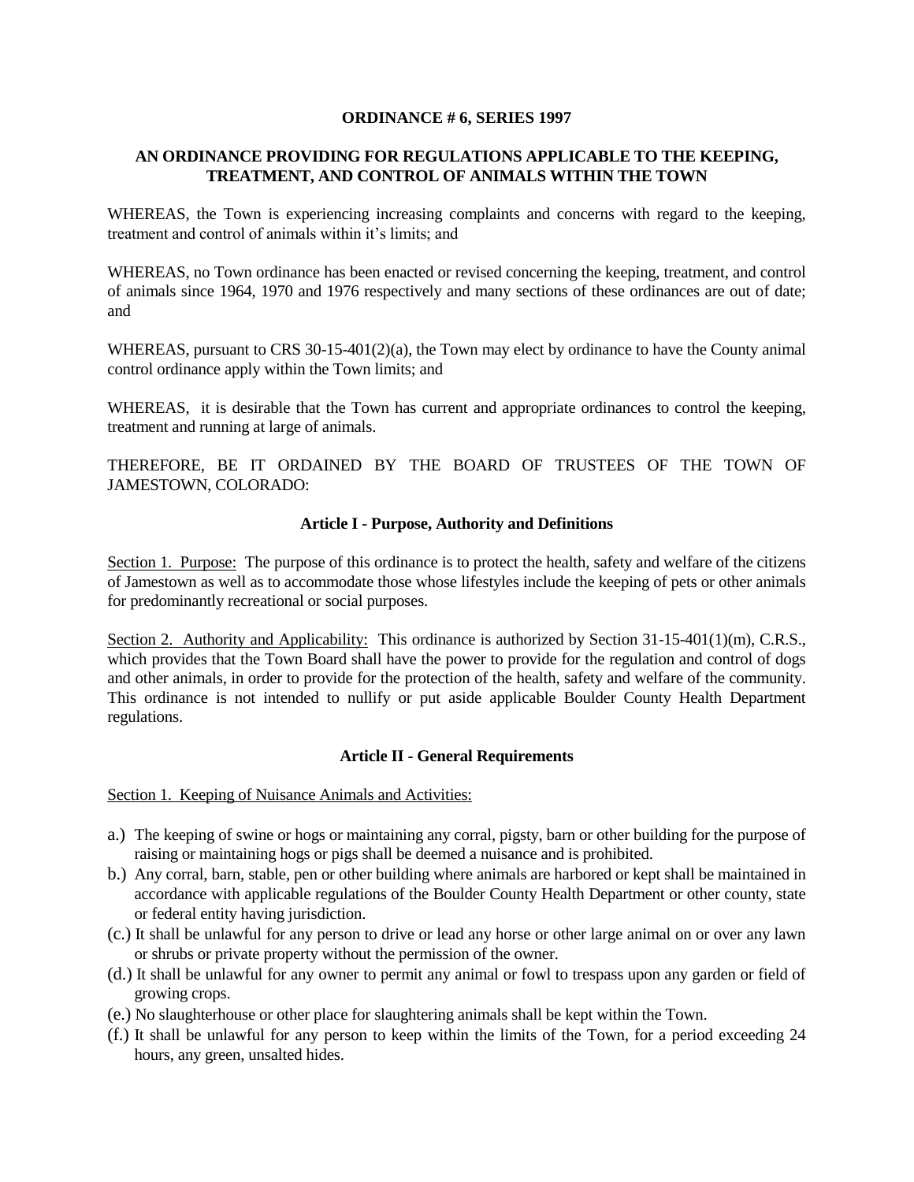**ORDINANCE # 6, SERIES 1997**

**AN ORDINANCE PROVIDING FOR REGULATIONS APPLICABLE TO THE KEEPING, TREATMENT, AND CONTROL OF ANIMALS WITHIN THE TOWN**

WHEREAS, the Town is experiencing increasing complaints and concerns with regard to the keeping, treatment and control of animals within it's limits; and

WHEREAS, no Town ordinance has been enacted or revised concerning the keeping, treatment, and control of animals since 1964, 1970 and 1976 respectively and many sections of these ordinances are out of date; and

WHEREAS, pursuant to CRS 30-15-401(2)(a), the Town may elect by ordinance to have the County animal control ordinance apply within the Town limits; and

WHEREAS, it is desirable that the Town has current and appropriate ordinances to control the keeping, treatment and running at large of animals.

THEREFORE, BE IT ORDAINED BY THE BOARD OF TRUSTEES OF THE TOWN OF JAMESTOWN, COLORADO:

**Article I - Purpose, Authority and Definitions**

Section 1. Purpose: The purpose of this ordinance is to protect the health, safety and welfare of the citizens of Jamestown as well as to accommodate those whose lifestyles include the keeping of pets or other animals for predominantly recreational or social purposes.

Section 2. Authority and Applicability: This ordinance is authorized by Section 31-15-401(1)(m), C.R.S., which provides that the Town Board shall have the power to provide for the regulation and control of dogs and other animals, in order to provide for the protection of the health, safety and welfare of the community. This ordinance is not intended to nullify or put aside applicable Boulder County Health Department regulations.

**Article II - General Requirements**

Section 1. Keeping of Nuisance Animals and Activities:

a.) The keeping of swine or hogs or maintaining any corral, pigsty, barn or other building for the purpose of raising or maintaining hogs or pigs shall be deemed a nuisance and is prohibited.

b.) Any corral, barn, stable, pen or other building where animals are harbored or kept shall be maintained in accordance with applicable regulations of the Boulder County Health Department or other county, state or federal entity having jurisdiction.

(c.) It shall be unlawful for any person to drive or lead any horse or other large animal on or over any lawn or shrubs or private property without the permission of the owner.

(d.) It shall be unlawful for any owner to permit any animal or fowl to trespass upon any garden or field of growing crops.

(e.) No slaughterhouse or other place for slaughtering animals shall be kept within the Town.

(f.) It shall be unlawful for any person to keep within the limits of the Town, for a period exceeding 24 hours, any green, unsalted hides.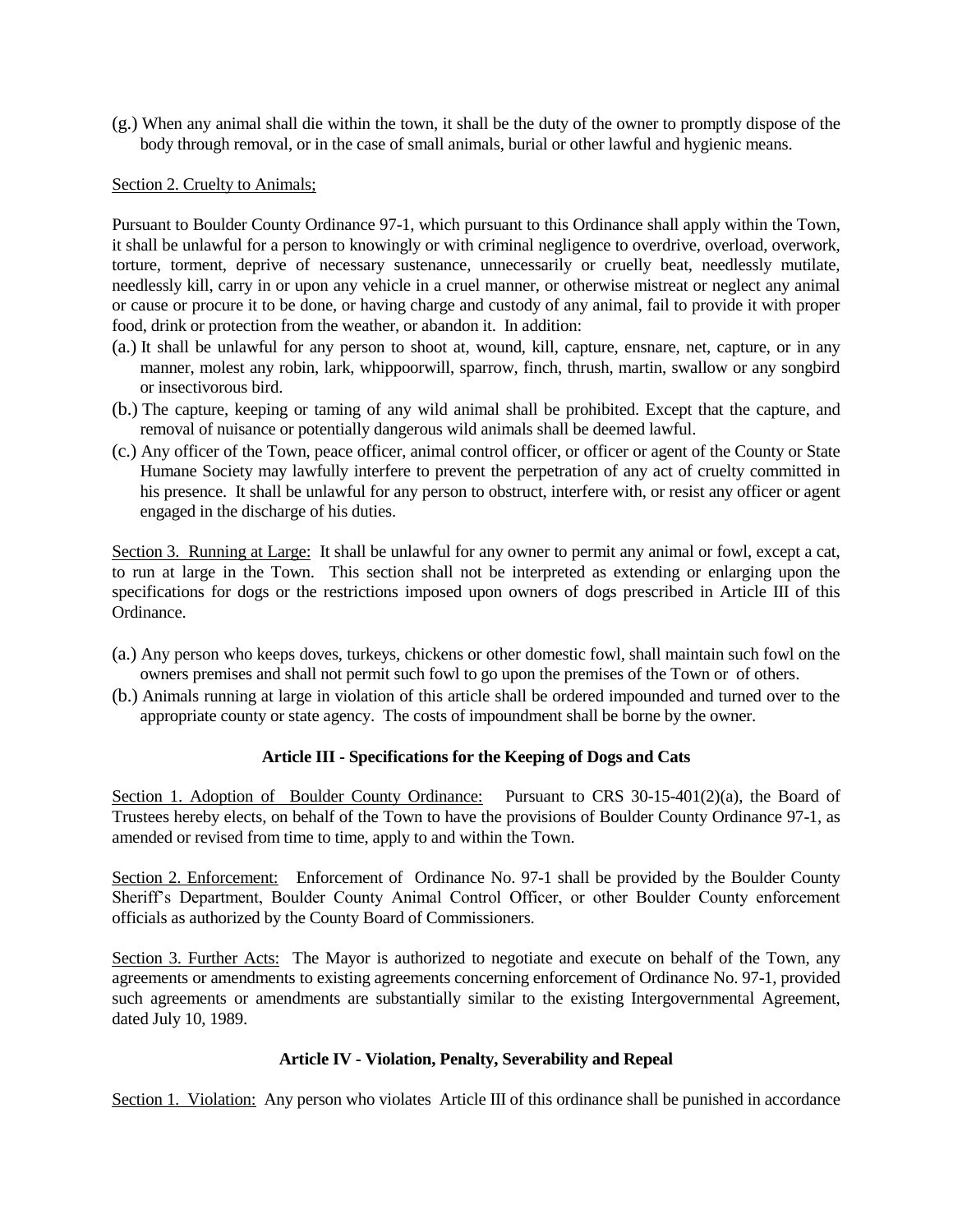(g.) When any animal shall die within the town, it shall be the duty of the owner to promptly dispose of the body through removal, or in the case of small animals, burial or other lawful and hygienic means.

Section 2. Cruelty to Animals;

Pursuant to Boulder County Ordinance 97-1, which pursuant to this Ordinance shall apply within the Town, it shall be unlawful for a person to knowingly or with criminal negligence to overdrive, overload, overwork, torture, torment, deprive of necessary sustenance, unnecessarily or cruelly beat, needlessly mutilate, needlessly kill, carry in or upon any vehicle in a cruel manner, or otherwise mistreat or neglect any animal or cause or procure it to be done, or having charge and custody of any animal, fail to provide it with proper food, drink or protection from the weather, or abandon it. In addition:

(a.) It shall be unlawful for any person to shoot at, wound, kill, capture, ensnare, net, capture, or in any manner, molest any robin, lark, whippoorwill, sparrow, finch, thrush, martin, swallow or any songbird or insectivorous bird.

(b.) The capture, keeping or taming of any wild animal shall be prohibited. Except that the capture, and removal of nuisance or potentially dangerous wild animals shall be deemed lawful.

(c.) Any officer of the Town, peace officer, animal control officer, or officer or agent of the County or State Humane Society may lawfully interfere to prevent the perpetration of any act of cruelty committed in his presence. It shall be unlawful for any person to obstruct, interfere with, or resist any officer or agent engaged in the discharge of his duties.

Section 3. Running at Large: It shall be unlawful for any owner to permit any animal or fowl, except a cat, to run at large in the Town. This section shall not be interpreted as extending or enlarging upon the specifications for dogs or the restrictions imposed upon owners of dogs prescribed in Article III of this Ordinance.

(a.) Any person who keeps doves, turkeys, chickens or other domestic fowl, shall maintain such fowl on the owners premises and shall not permit such fowl to go upon the premises of the Town or of others.

(b.) Animals running at large in violation of this article shall be ordered impounded and turned over to the appropriate county or state agency. The costs of impoundment shall be borne by the owner.

## Article III - Specifications for the Keeping of Dogs and Cats

Section 1. Adoption of Boulder County Ordinance: Pursuant to CRS 30-15-401(2)(a), the Board of Trustees hereby elects, on behalf of the Town to have the provisions of Boulder County Ordinance 97-1, as amended or revised from time to time, apply to and within the Town.

Section 2. Enforcement: Enforcement of Ordinance No. 97-1 shall be provided by the Boulder County Sheriff's Department, Boulder County Animal Control Officer, or other Boulder County enforcement officials as authorized by the County Board of Commissioners.

Section 3. Further Acts: The Mayor is authorized to negotiate and execute on behalf of the Town, any agreements or amendments to existing agreements concerning enforcement of Ordinance No. 97-1, provided such agreements or amendments are substantially similar to the existing Intergovernmental Agreement, dated July 10, 1989.

## Article IV - Violation, Penalty, Severability and Repeal

Section 1. Violation: Any person who violates Article III of this ordinance shall be punished in accordance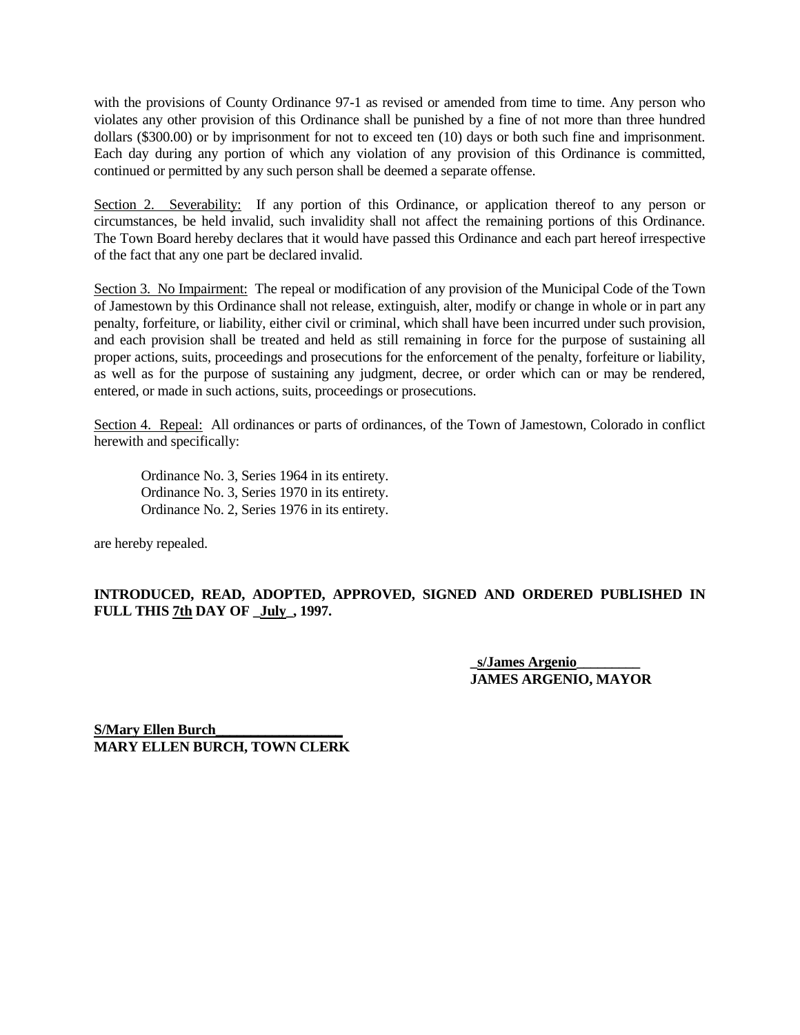with the provisions of County Ordinance 97-1 as revised or amended from time to time. Any person who violates any other provision of this Ordinance shall be punished by a fine of not more than three hundred dollars ($300.00) or by imprisonment for not to exceed ten (10) days or both such fine and imprisonment. Each day during any portion of which any violation of any provision of this Ordinance is committed, continued or permitted by any such person shall be deemed a separate offense.

Section 2. Severability: If any portion of this Ordinance, or application thereof to any person or circumstances, be held invalid, such invalidity shall not affect the remaining portions of this Ordinance. The Town Board hereby declares that it would have passed this Ordinance and each part hereof irrespective of the fact that any one part be declared invalid.

Section 3. No Impairment: The repeal or modification of any provision of the Municipal Code of the Town of Jamestown by this Ordinance shall not release, extinguish, alter, modify or change in whole or in part any penalty, forfeiture, or liability, either civil or criminal, which shall have been incurred under such provision, and each provision shall be treated and held as still remaining in force for the purpose of sustaining all proper actions, suits, proceedings and prosecutions for the enforcement of the penalty, forfeiture or liability, as well as for the purpose of sustaining any judgment, decree, or order which can or may be rendered, entered, or made in such actions, suits, proceedings or prosecutions.

Section 4. Repeal: All ordinances or parts of ordinances, of the Town of Jamestown, Colorado in conflict herewith and specifically:

Ordinance No. 3, Series 1964 in its entirety.
Ordinance No. 3, Series 1970 in its entirety.
Ordinance No. 2, Series 1976 in its entirety.

are hereby repealed.

**INTRODUCED, READ, ADOPTED, APPROVED, SIGNED AND ORDERED PUBLISHED IN FULL THIS 7th DAY OF _July_, 1997.**

**_s/James Argenio_________**
**JAMES ARGENIO, MAYOR**

**S/Mary Ellen Burch__________________**
**MARY ELLEN BURCH, TOWN CLERK**